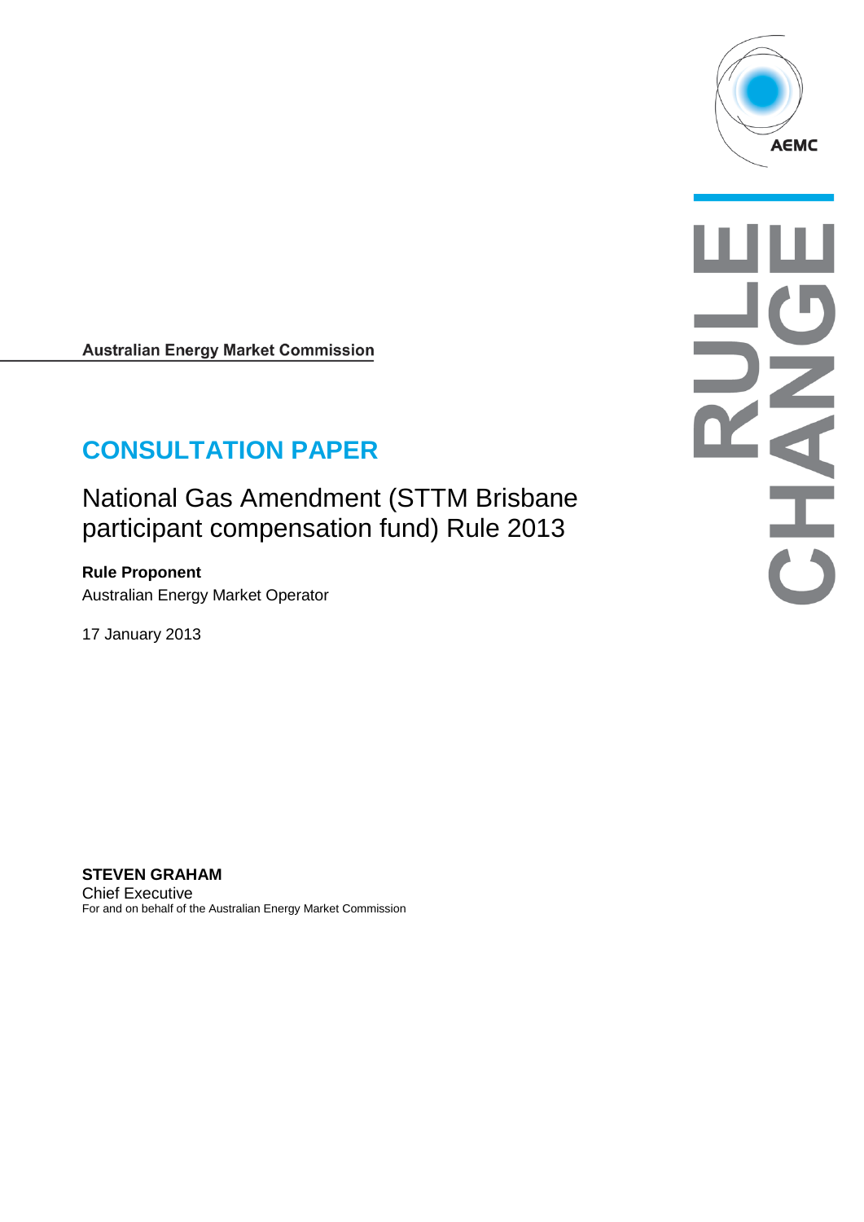Australian Energy Market Commission

# CONSULTATION PAPER

## National Gas Amendment (STTM Brisbane participant compensation fund) Rule 2013

**Rule Proponent**

Australian Energy Market Operator

17 January 2013

**STEVEN GRAHAM**

Chief Executive

For and on behalf of the Australian Energy Market Commission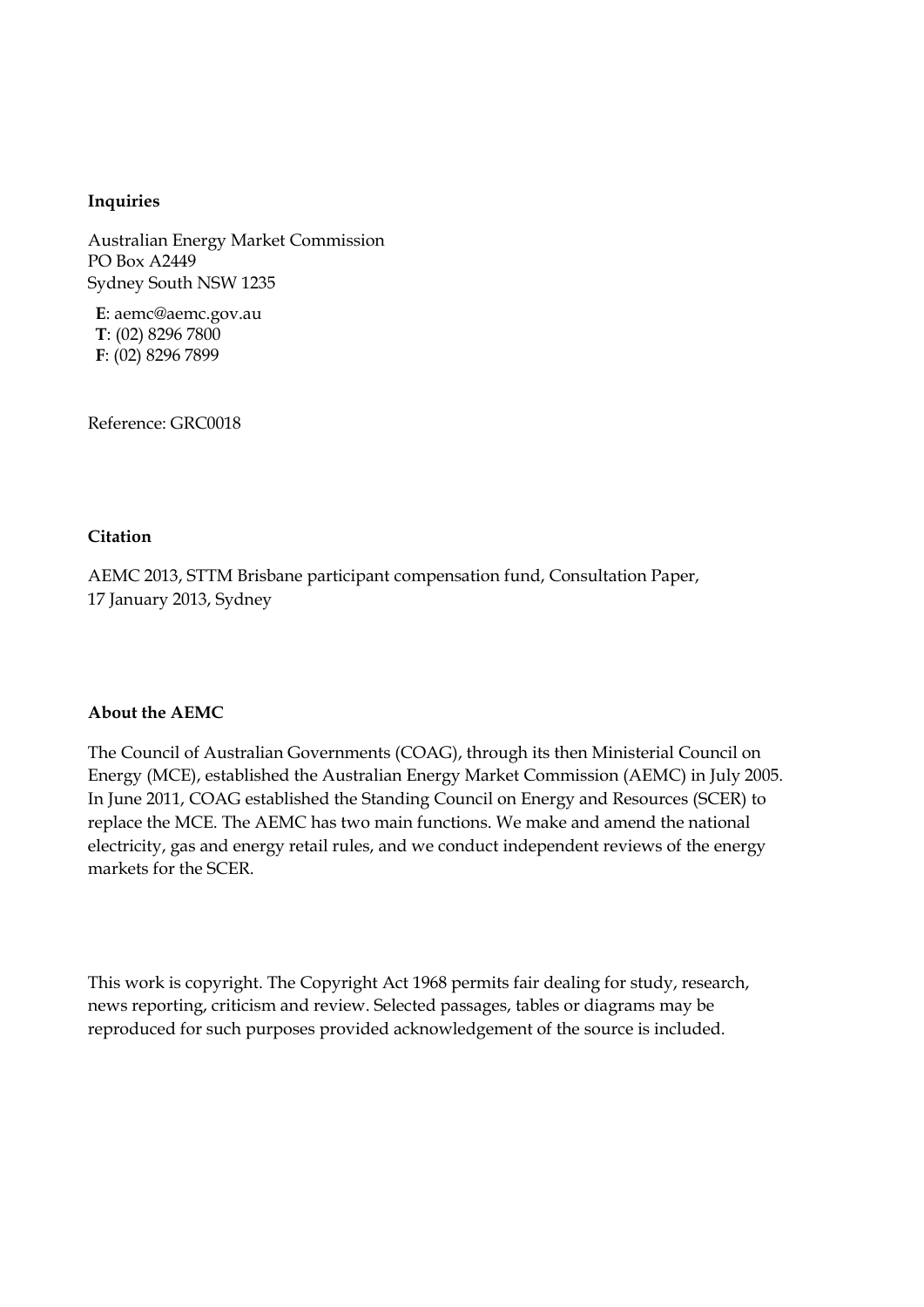**Inquiries**

Australian Energy Market Commission
PO Box A2449
Sydney South NSW 1235

**E**: aemc@aemc.gov.au
**T**: (02) 8296 7800
**F**: (02) 8296 7899

Reference: GRC0018

**Citation**

AEMC 2013, STTM Brisbane participant compensation fund, Consultation Paper, 17 January 2013, Sydney

**About the AEMC**

The Council of Australian Governments (COAG), through its then Ministerial Council on Energy (MCE), established the Australian Energy Market Commission (AEMC) in July 2005. In June 2011, COAG established the Standing Council on Energy and Resources (SCER) to replace the MCE. The AEMC has two main functions. We make and amend the national electricity, gas and energy retail rules, and we conduct independent reviews of the energy markets for the SCER.

This work is copyright. The Copyright Act 1968 permits fair dealing for study, research, news reporting, criticism and review. Selected passages, tables or diagrams may be reproduced for such purposes provided acknowledgement of the source is included.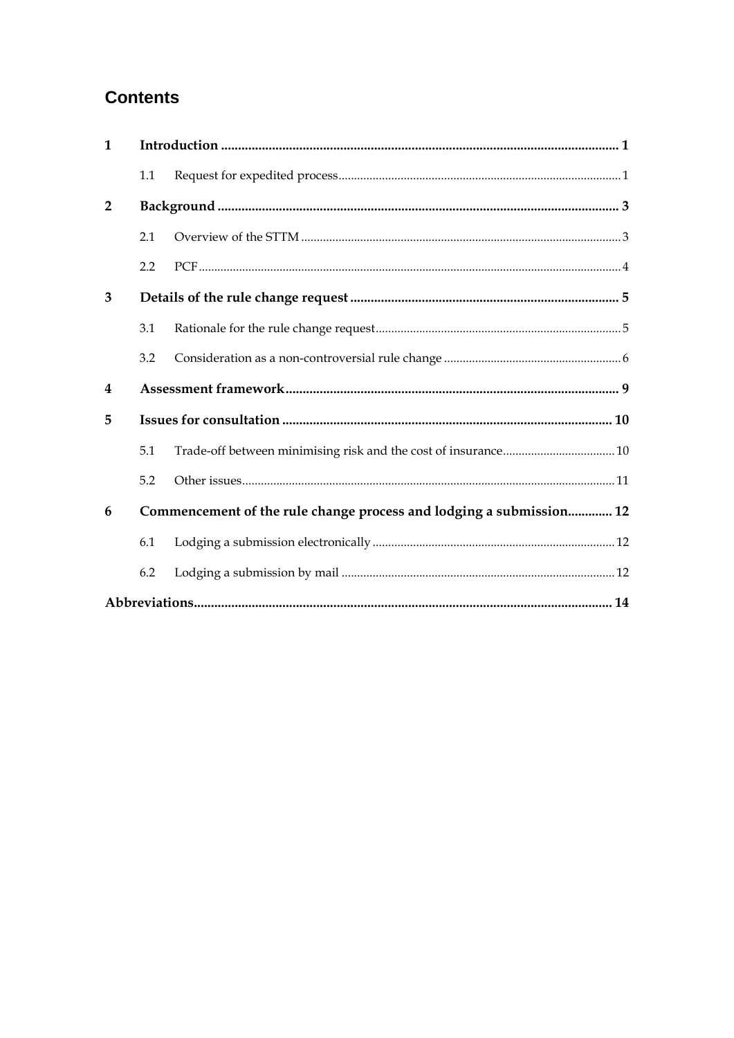# Contents

| | | |
|---|---|---|
| **1** | **Introduction** | **1** |
| 1.1 | Request for expedited process | 1 |
| **2** | **Background** | **3** |
| 2.1 | Overview of the STTM | 3 |
| 2.2 | PCF | 4 |
| **3** | **Details of the rule change request** | **5** |
| 3.1 | Rationale for the rule change request | 5 |
| 3.2 | Consideration as a non-controversial rule change | 6 |
| **4** | **Assessment framework** | **9** |
| **5** | **Issues for consultation** | **10** |
| 5.1 | Trade-off between minimising risk and the cost of insurance | 10 |
| 5.2 | Other issues | 11 |
| **6** | **Commencement of the rule change process and lodging a submission** | **12** |
| 6.1 | Lodging a submission electronically | 12 |
| 6.2 | Lodging a submission by mail | 12 |
| **Abbreviations** | | **14** |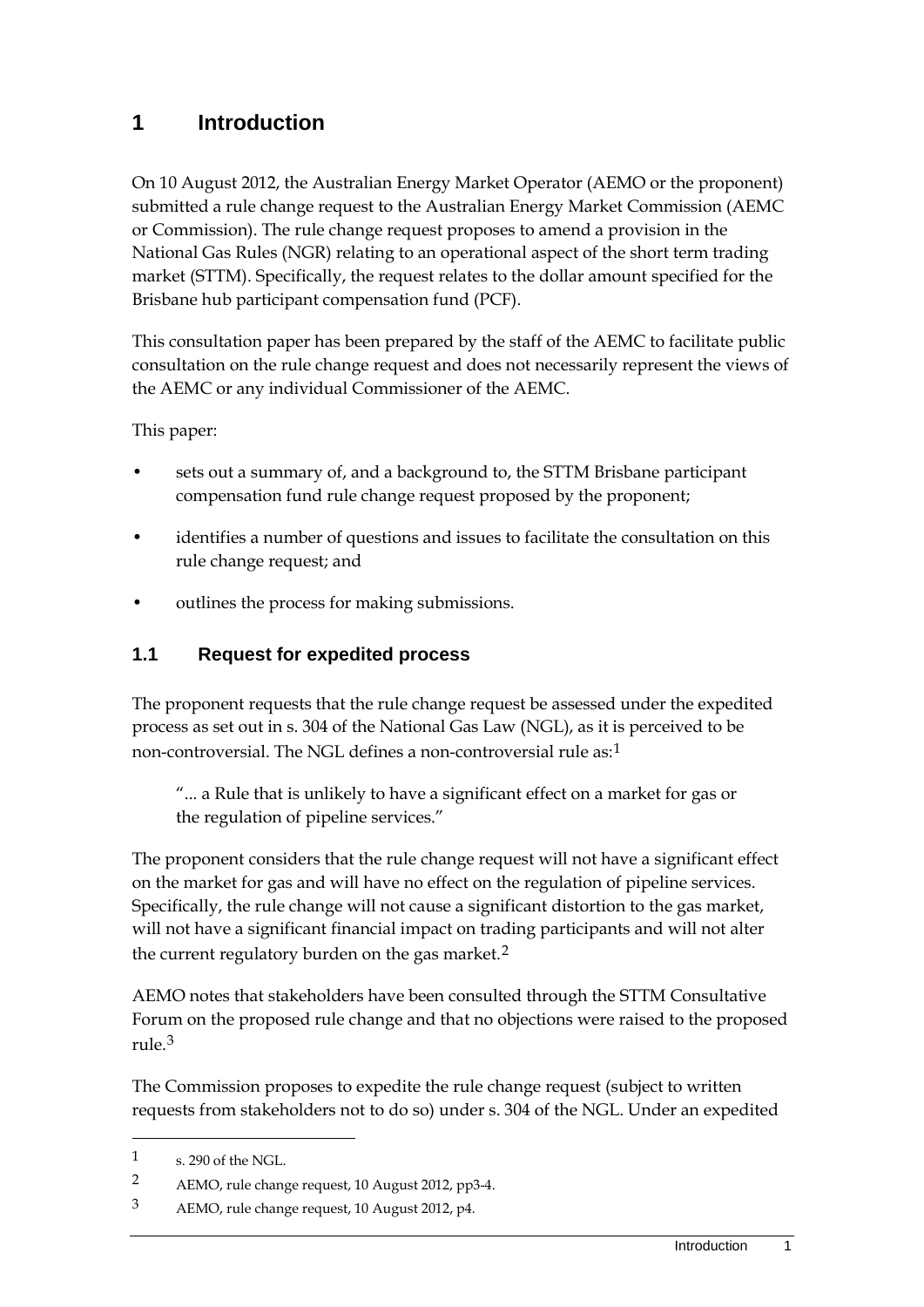# 1 Introduction

On 10 August 2012, the Australian Energy Market Operator (AEMO or the proponent) submitted a rule change request to the Australian Energy Market Commission (AEMC or Commission). The rule change request proposes to amend a provision in the National Gas Rules (NGR) relating to an operational aspect of the short term trading market (STTM). Specifically, the request relates to the dollar amount specified for the Brisbane hub participant compensation fund (PCF).

This consultation paper has been prepared by the staff of the AEMC to facilitate public consultation on the rule change request and does not necessarily represent the views of the AEMC or any individual Commissioner of the AEMC.

This paper:

- sets out a summary of, and a background to, the STTM Brisbane participant compensation fund rule change request proposed by the proponent;
- identifies a number of questions and issues to facilitate the consultation on this rule change request; and
- outlines the process for making submissions.

## 1.1 Request for expedited process

The proponent requests that the rule change request be assessed under the expedited process as set out in s. 304 of the National Gas Law (NGL), as it is perceived to be non-controversial. The NGL defines a non-controversial rule as:[1]

> "... a Rule that is unlikely to have a significant effect on a market for gas or the regulation of pipeline services."

The proponent considers that the rule change request will not have a significant effect on the market for gas and will have no effect on the regulation of pipeline services. Specifically, the rule change will not cause a significant distortion to the gas market, will not have a significant financial impact on trading participants and will not alter the current regulatory burden on the gas market.[2]

AEMO notes that stakeholders have been consulted through the STTM Consultative Forum on the proposed rule change and that no objections were raised to the proposed rule.[3]

The Commission proposes to expedite the rule change request (subject to written requests from stakeholders not to do so) under s. 304 of the NGL. Under an expedited

[1] s. 290 of the NGL.

[2] AEMO, rule change request, 10 August 2012, pp3-4.

[3] AEMO, rule change request, 10 August 2012, p4.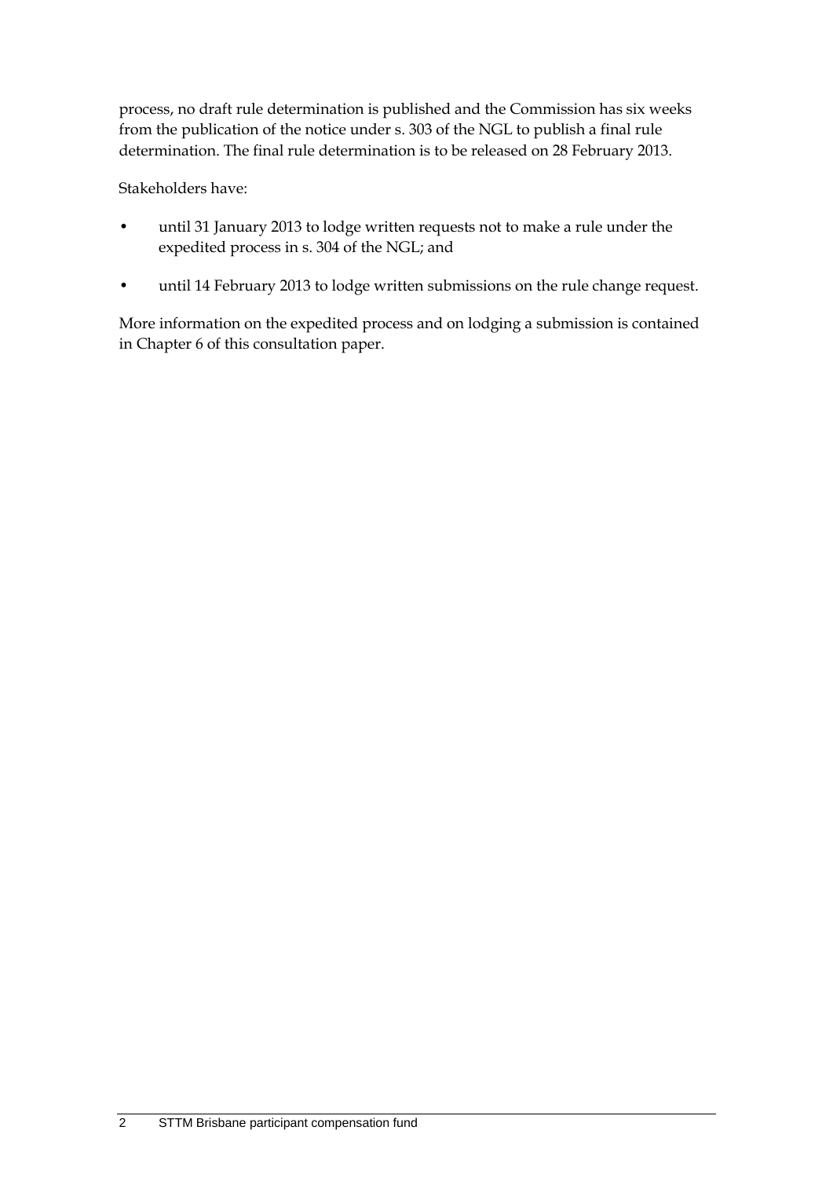process, no draft rule determination is published and the Commission has six weeks from the publication of the notice under s. 303 of the NGL to publish a final rule determination. The final rule determination is to be released on 28 February 2013.

Stakeholders have:

- until 31 January 2013 to lodge written requests not to make a rule under the expedited process in s. 304 of the NGL; and
- until 14 February 2013 to lodge written submissions on the rule change request.

More information on the expedited process and on lodging a submission is contained in Chapter 6 of this consultation paper.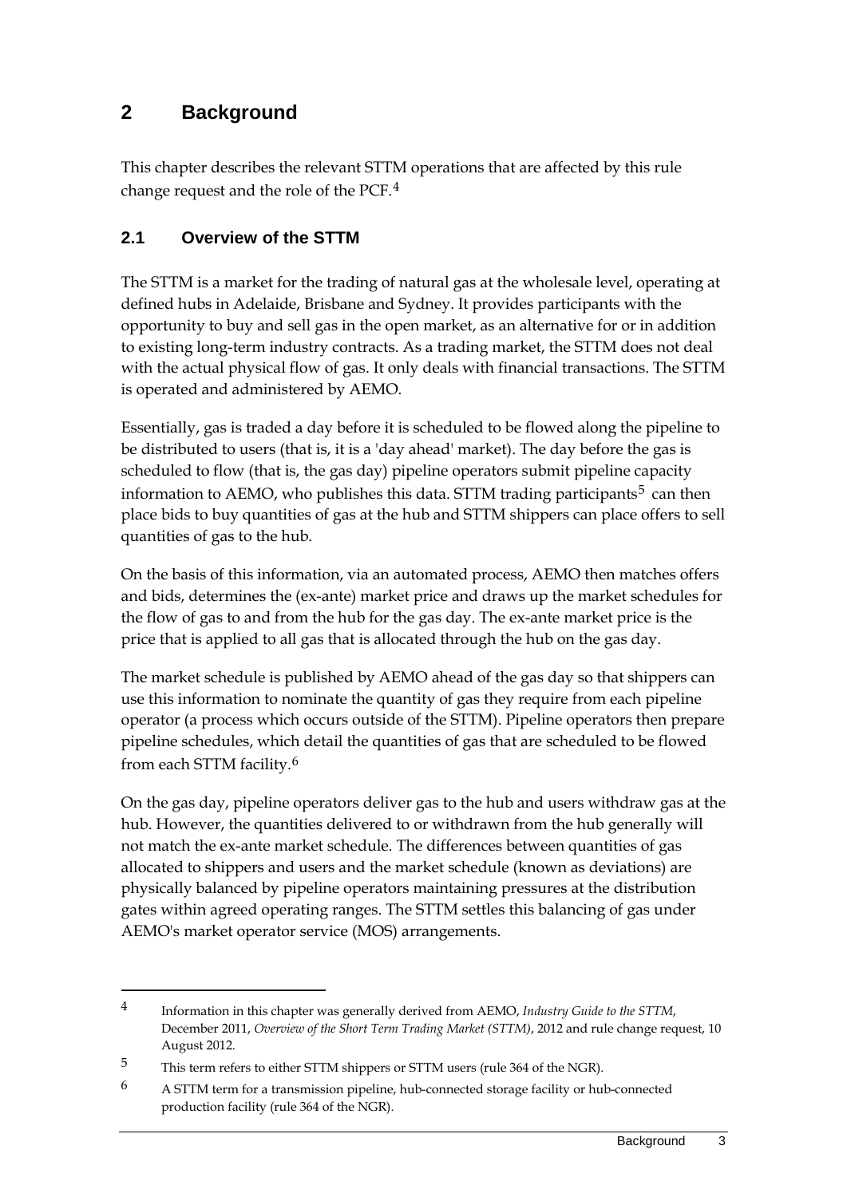# 2 Background

This chapter describes the relevant STTM operations that are affected by this rule change request and the role of the PCF.[4]

## 2.1 Overview of the STTM

The STTM is a market for the trading of natural gas at the wholesale level, operating at defined hubs in Adelaide, Brisbane and Sydney. It provides participants with the opportunity to buy and sell gas in the open market, as an alternative for or in addition to existing long-term industry contracts. As a trading market, the STTM does not deal with the actual physical flow of gas. It only deals with financial transactions. The STTM is operated and administered by AEMO.

Essentially, gas is traded a day before it is scheduled to be flowed along the pipeline to be distributed to users (that is, it is a 'day ahead' market). The day before the gas is scheduled to flow (that is, the gas day) pipeline operators submit pipeline capacity information to AEMO, who publishes this data. STTM trading participants[5] can then place bids to buy quantities of gas at the hub and STTM shippers can place offers to sell quantities of gas to the hub.

On the basis of this information, via an automated process, AEMO then matches offers and bids, determines the (ex-ante) market price and draws up the market schedules for the flow of gas to and from the hub for the gas day. The ex-ante market price is the price that is applied to all gas that is allocated through the hub on the gas day.

The market schedule is published by AEMO ahead of the gas day so that shippers can use this information to nominate the quantity of gas they require from each pipeline operator (a process which occurs outside of the STTM). Pipeline operators then prepare pipeline schedules, which detail the quantities of gas that are scheduled to be flowed from each STTM facility.[6]

On the gas day, pipeline operators deliver gas to the hub and users withdraw gas at the hub. However, the quantities delivered to or withdrawn from the hub generally will not match the ex-ante market schedule. The differences between quantities of gas allocated to shippers and users and the market schedule (known as deviations) are physically balanced by pipeline operators maintaining pressures at the distribution gates within agreed operating ranges. The STTM settles this balancing of gas under AEMO's market operator service (MOS) arrangements.

---

[4] Information in this chapter was generally derived from AEMO, *Industry Guide to the STTM*, December 2011, *Overview of the Short Trading Market (STTM)*, 2012 and rule change request, 10 August 2012.

[5] This term refers to either STTM shippers or STTM users (rule 364 of the NGR).

[6] A STTM term for a transmission pipeline, hub-connected storage facility or hub-connected production facility (rule 364 of the NGR).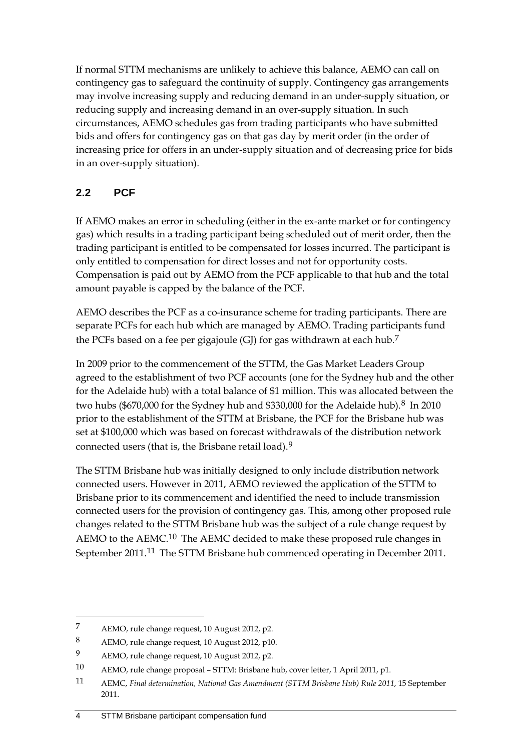If normal STTM mechanisms are unlikely to achieve this balance, AEMO can call on contingency gas to safeguard the continuity of supply. Contingency gas arrangements may involve increasing supply and reducing demand in an under-supply situation, or reducing supply and increasing demand in an over-supply situation. In such circumstances, AEMO schedules gas from trading participants who have submitted bids and offers for contingency gas on that gas day by merit order (in the order of increasing price for offers in an under-supply situation and of decreasing price for bids in an over-supply situation).

## 2.2 PCF

If AEMO makes an error in scheduling (either in the ex-ante market or for contingency gas) which results in a trading participant being scheduled out of merit order, then the trading participant is entitled to be compensated for losses incurred. The participant is only entitled to compensation for direct losses and not for opportunity costs. Compensation is paid out by AEMO from the PCF applicable to that hub and the total amount payable is capped by the balance of the PCF.

AEMO describes the PCF as a co-insurance scheme for trading participants. There are separate PCFs for each hub which are managed by AEMO. Trading participants fund the PCFs based on a fee per gigajoule (GJ) for gas withdrawn at each hub.[7]

In 2009 prior to the commencement of the STTM, the Gas Market Leaders Group agreed to the establishment of two PCF accounts (one for the Sydney hub and the other for the Adelaide hub) with a total balance of $1 million. This was allocated between the two hubs ($670,000 for the Sydney hub and $330,000 for the Adelaide hub).[8] In 2010 prior to the establishment of the STTM at Brisbane, the PCF for the Brisbane hub was set at $100,000 which was based on forecast withdrawals of the distribution network connected users (that is, the Brisbane retail load).[9]

The STTM Brisbane hub was initially designed to only include distribution network connected users. However in 2011, AEMO reviewed the application of the STTM to Brisbane prior to its commencement and identified the need to include transmission connected users for the provision of contingency gas. This, among other proposed rule changes related to the STTM Brisbane hub was the subject of a rule change request by AEMO to the AEMC.[10] The AEMC decided to make these proposed rule changes in September 2011.[11] The STTM Brisbane hub commenced operating in December 2011.

---

7 AEMO, rule change request, 10 August 2012, p2.

8 AEMO, rule change request, 10 August 2012, p10.

9 AEMO, rule change request, 10 August 2012, p2.

10 AEMO, rule change proposal – STTM: Brisbane hub, cover letter, 1 April 2011, p1.

11 AEMC, *Final determination, National Gas Amendment (STTM Brisbane Hub) Rule 2011*, 15 September 2011.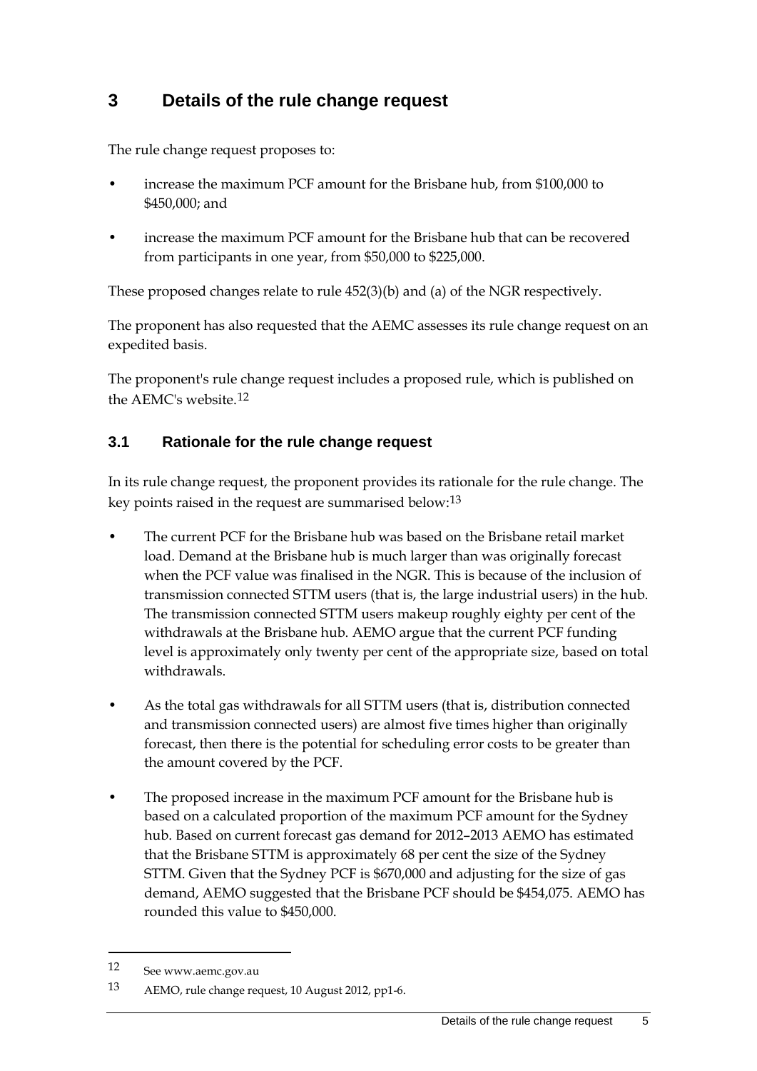# 3 Details of the rule change request

The rule change request proposes to:

- increase the maximum PCF amount for the Brisbane hub, from $100,000 to $450,000; and
- increase the maximum PCF amount for the Brisbane hub that can be recovered from participants in one year, from $50,000 to $225,000.

These proposed changes relate to rule 452(3)(b) and (a) of the NGR respectively.

The proponent has also requested that the AEMC assesses its rule change request on an expedited basis.

The proponent's rule change request includes a proposed rule, which is published on the AEMC's website.[12]

## 3.1 Rationale for the rule change request

In its rule change request, the proponent provides its rationale for the rule change. The key points raised in the request are summarised below:[13]

- The current PCF for the Brisbane hub was based on the Brisbane retail market load. Demand at the Brisbane hub is much larger than was originally forecast when the PCF value was finalised in the NGR. This is because of the inclusion of transmission connected STTM users (that is, the large industrial users) in the hub. The transmission connected STTM users makeup roughly eighty per cent of the withdrawals at the Brisbane hub. AEMO argue that the current PCF funding level is approximately only twenty per cent of the appropriate size, based on total withdrawals.
- As the total gas withdrawals for all STTM users (that is, distribution connected and transmission connected users) are almost five times higher than originally forecast, then there is the potential for scheduling error costs to be greater than the amount covered by the PCF.
- The proposed increase in the maximum PCF amount for the Brisbane hub is based on a calculated proportion of the maximum PCF amount for the Sydney hub. Based on current forecast gas demand for 2012–2013 AEMO has estimated that the Brisbane STTM is approximately 68 per cent the size of the Sydney STTM. Given that the Sydney PCF is $670,000 and adjusting for the size of gas demand, AEMO suggested that the Brisbane PCF should be $454,075. AEMO has rounded this value to $450,000.

---

12 See www.aemc.gov.au

13 AEMO, rule change request, 10 August 2012, pp1-6.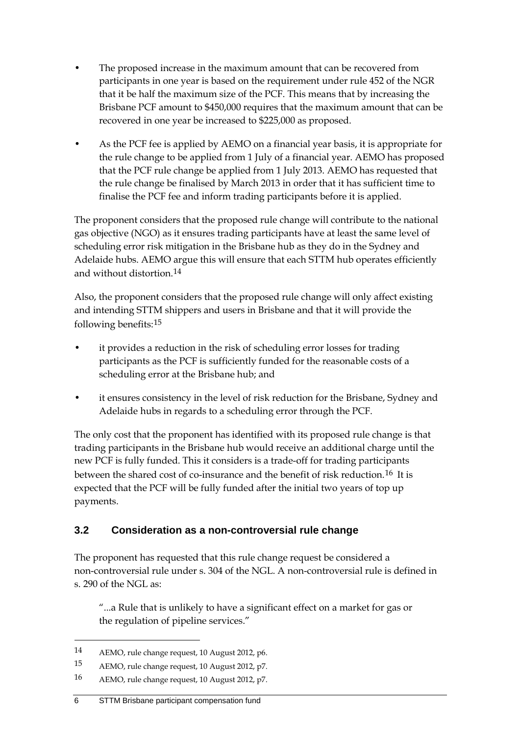- The proposed increase in the maximum amount that can be recovered from participants in one year is based on the requirement under rule 452 of the NGR that it be half the maximum size of the PCF. This means that by increasing the Brisbane PCF amount to $450,000 requires that the maximum amount that can be recovered in one year be increased to $225,000 as proposed.
- As the PCF fee is applied by AEMO on a financial year basis, it is appropriate for the rule change to be applied from 1 July of a financial year. AEMO has proposed that the PCF rule change be applied from 1 July 2013. AEMO has requested that the rule change be finalised by March 2013 in order that it has sufficient time to finalise the PCF fee and inform trading participants before it is applied.

The proponent considers that the proposed rule change will contribute to the national gas objective (NGO) as it ensures trading participants have at least the same level of scheduling error risk mitigation in the Brisbane hub as they do in the Sydney and Adelaide hubs. AEMO argue this will ensure that each STTM hub operates efficiently and without distortion.[14]

Also, the proponent considers that the proposed rule change will only affect existing and intending STTM shippers and users in Brisbane and that it will provide the following benefits:[15]

- it provides a reduction in the risk of scheduling error losses for trading participants as the PCF is sufficiently funded for the reasonable costs of a scheduling error at the Brisbane hub; and
- it ensures consistency in the level of risk reduction for the Brisbane, Sydney and Adelaide hubs in regards to a scheduling error through the PCF.

The only cost that the proponent has identified with its proposed rule change is that trading participants in the Brisbane hub would receive an additional charge until the new PCF is fully funded. This it considers is a trade-off for trading participants between the shared cost of co-insurance and the benefit of risk reduction.[16] It is expected that the PCF will be fully funded after the initial two years of top up payments.

### 3.2 Consideration as a non-controversial rule change

The proponent has requested that this rule change request be considered a non-controversial rule under s. 304 of the NGL. A non-controversial rule is defined in s. 290 of the NGL as:

> "...a Rule that is unlikely to have a significant effect on a market for gas or the regulation of pipeline services."

---

14 AEMO, rule change request, 10 August 2012, p6.

15 AEMO, rule change request, 10 August 2012, p7.

16 AEMO, rule change request, 10 August 2012, p7.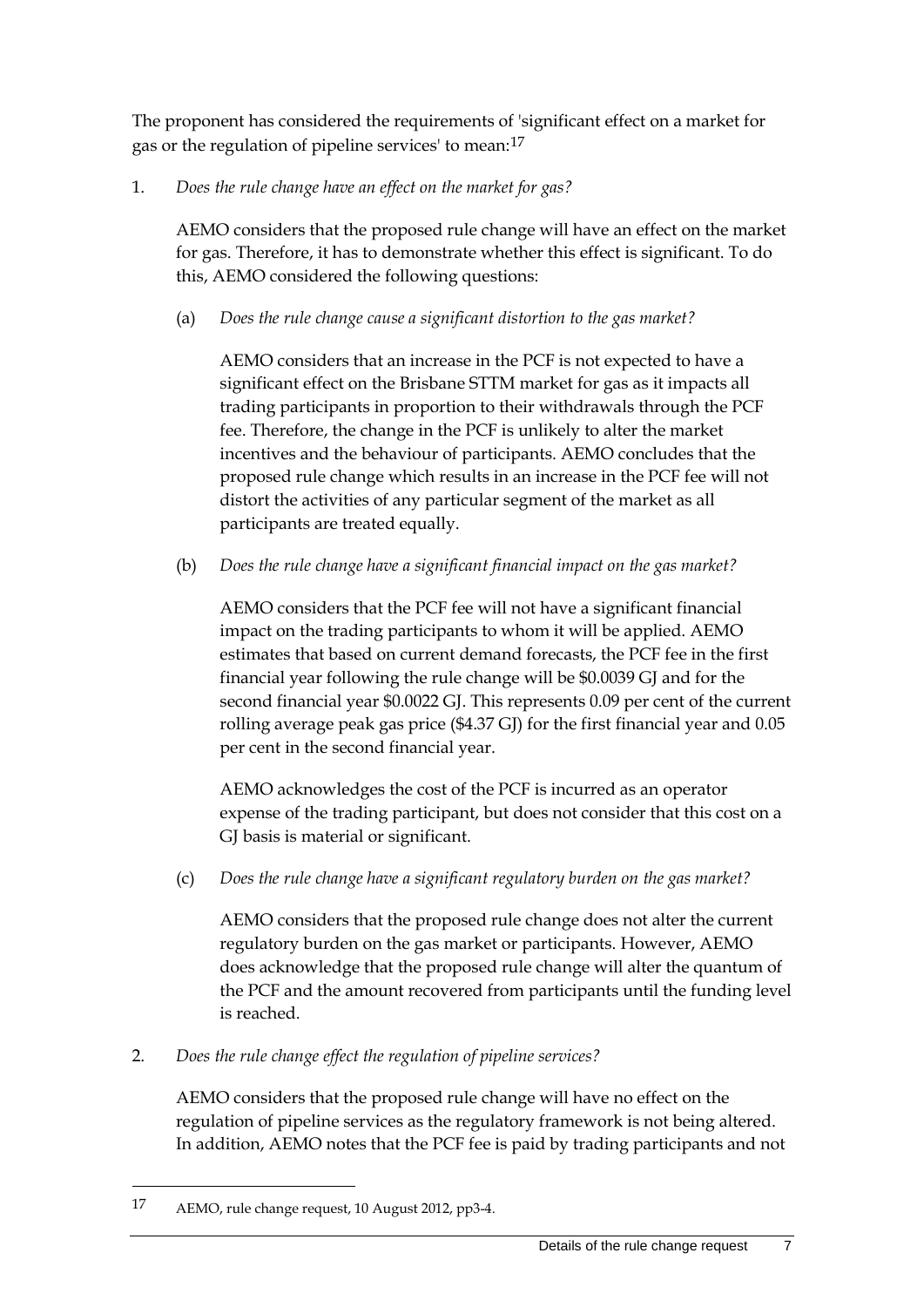The proponent has considered the requirements of 'significant effect on a market for gas or the regulation of pipeline services' to mean:[17]

1. *Does the rule change have an effect on the market for gas?*

   AEMO considers that the proposed rule change will have an effect on the market for gas. Therefore, it has to demonstrate whether this effect is significant. To do this, AEMO considered the following questions:

   (a) *Does the rule change cause a significant distortion to the gas market?*

   AEMO considers that an increase in the PCF is not expected to have a significant effect on the Brisbane STTM market for gas as it impacts all trading participants in proportion to their withdrawals through the PCF fee. Therefore, the change in the PCF is unlikely to alter the market incentives and the behaviour of participants. AEMO concludes that the proposed rule change which results in an increase in the PCF fee will not distort the activities of any particular segment of the market as all participants are treated equally.

   (b) *Does the rule change have a significant financial impact on the gas market?*

   AEMO considers that the PCF fee will not have a significant financial impact on the trading participants to whom it will be applied. AEMO estimates that based on current demand forecasts, the PCF fee in the first financial year following the rule change will be $0.0039 GJ and for the second financial year $0.0022 GJ. This represents 0.09 per cent of the current rolling average peak gas price ($4.37 GJ) for the first financial year and 0.05 per cent in the second financial year.

   AEMO acknowledges the cost of the PCF is incurred as an operator expense of the trading participant, but does not consider that this cost on a GJ basis is material or significant.

   (c) *Does the rule change have a significant regulatory burden on the gas market?*

   AEMO considers that the proposed rule change does not alter the current regulatory burden on the gas market or participants. However, AEMO does acknowledge that the proposed rule change will alter the quantum of the PCF and the amount recovered from participants until the funding level is reached.

2. *Does the rule change effect the regulation of pipeline services?*

   AEMO considers that the proposed rule change will have no effect on the regulation of pipeline services as the regulatory framework is not being altered. In addition, AEMO notes that the PCF fee is paid by trading participants and not

---

[17] AEMO, rule change request, 10 August 2012, pp3-4.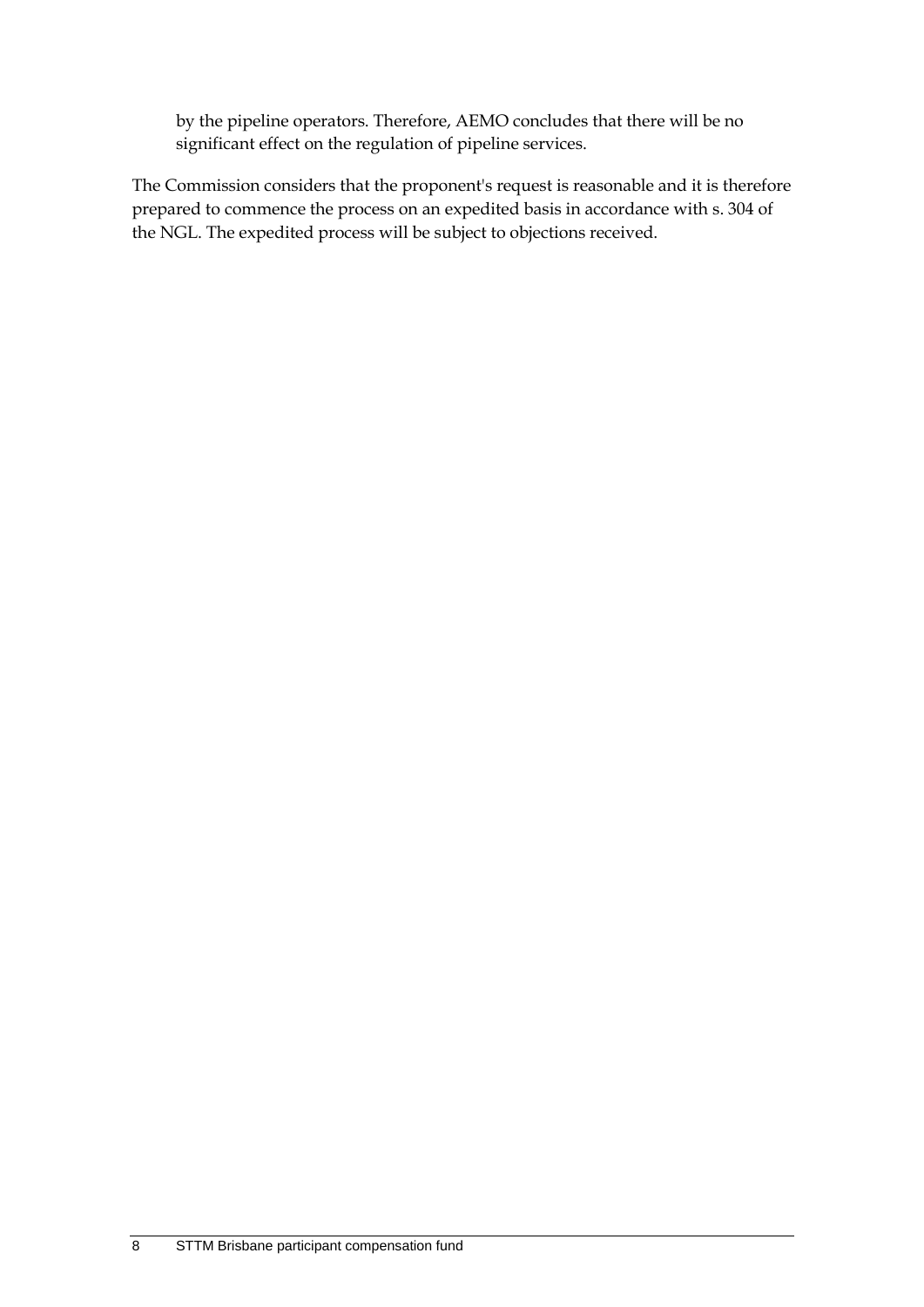by the pipeline operators. Therefore, AEMO concludes that there will be no significant effect on the regulation of pipeline services.

The Commission considers that the proponent's request is reasonable and it is therefore prepared to commence the process on an expedited basis in accordance with s. 304 of the NGL. The expedited process will be subject to objections received.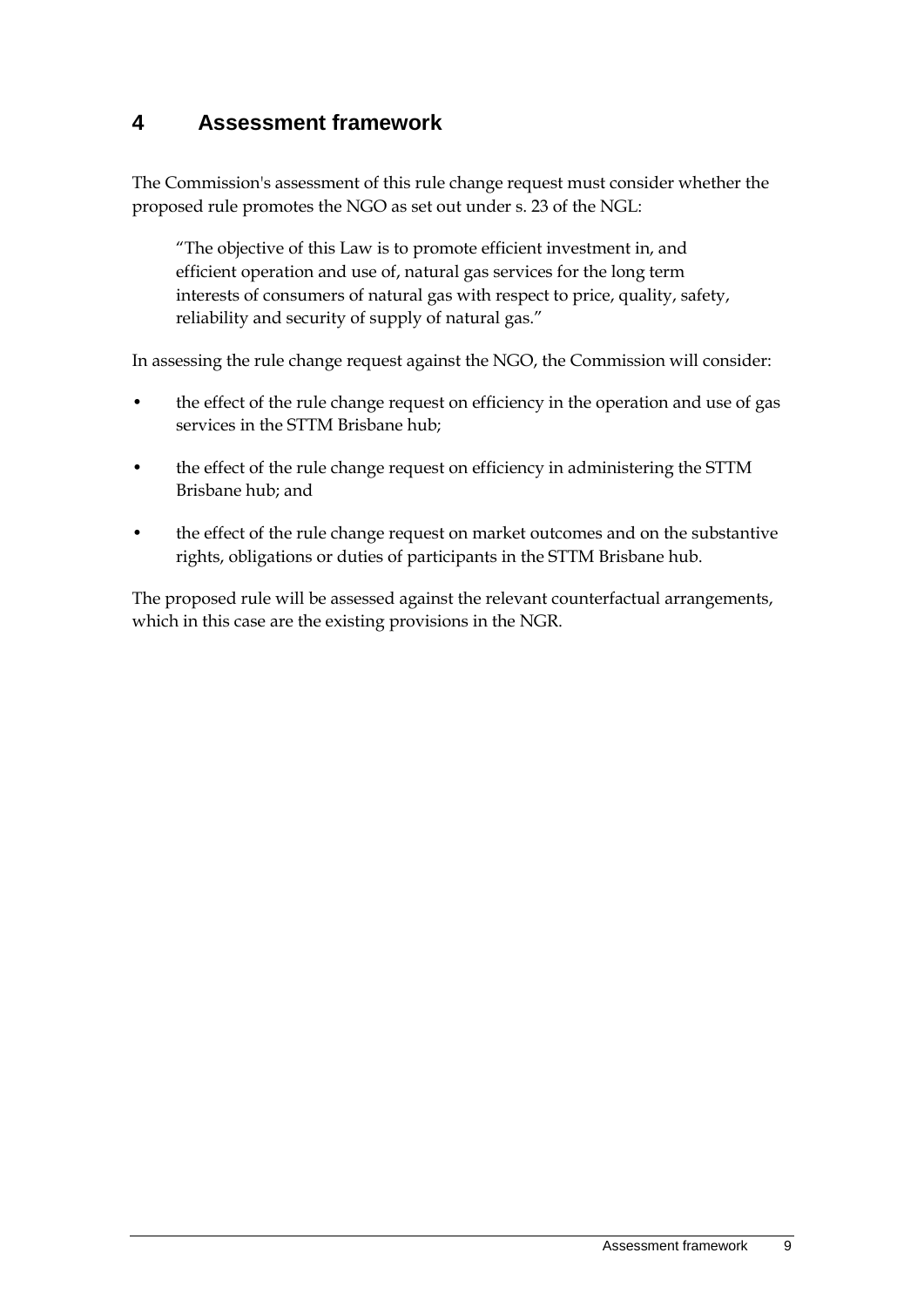# 4 Assessment framework

The Commission's assessment of this rule change request must consider whether the proposed rule promotes the NGO as set out under s. 23 of the NGL:

> "The objective of this Law is to promote efficient investment in, and efficient operation and use of, natural gas services for the long term interests of consumers of natural gas with respect to price, quality, safety, reliability and security of supply of natural gas."

In assessing the rule change request against the NGO, the Commission will consider:

- the effect of the rule change request on efficiency in the operation and use of gas services in the STTM Brisbane hub;
- the effect of the rule change request on efficiency in administering the STTM Brisbane hub; and
- the effect of the rule change request on market outcomes and on the substantive rights, obligations or duties of participants in the STTM Brisbane hub.

The proposed rule will be assessed against the relevant counterfactual arrangements, which in this case are the existing provisions in the NGR.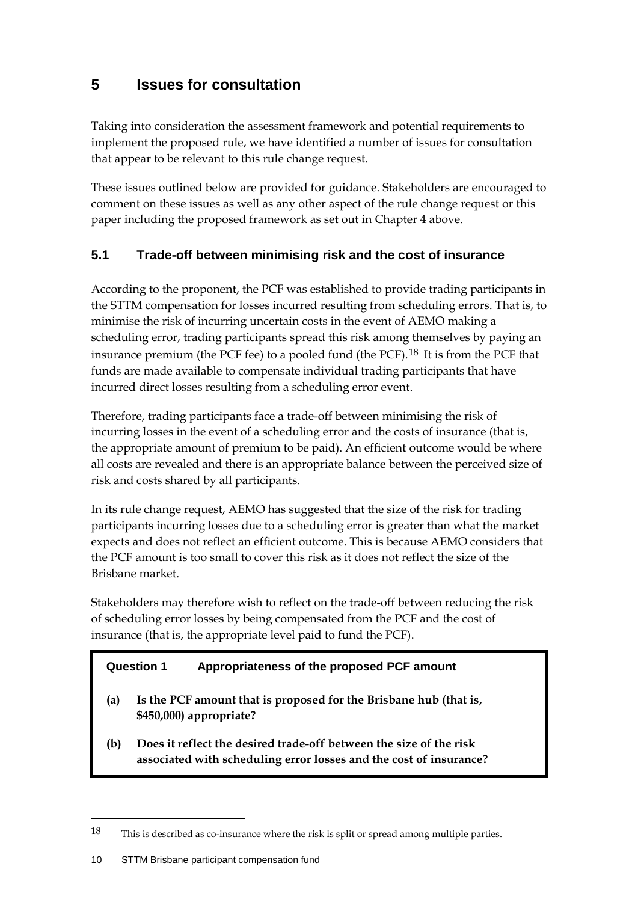# 5 Issues for consultation

Taking into consideration the assessment framework and potential requirements to implement the proposed rule, we have identified a number of issues for consultation that appear to be relevant to this rule change request.

These issues outlined below are provided for guidance. Stakeholders are encouraged to comment on these issues as well as any other aspect of the rule change request or this paper including the proposed framework as set out in Chapter 4 above.

## 5.1 Trade-off between minimising risk and the cost of insurance

According to the proponent, the PCF was established to provide trading participants in the STTM compensation for losses incurred resulting from scheduling errors. That is, to minimise the risk of incurring uncertain costs in the event of AEMO making a scheduling error, trading participants spread this risk among themselves by paying an insurance premium (the PCF fee) to a pooled fund (the PCF).[18] It is from the PCF that funds are made available to compensate individual trading participants that have incurred direct losses resulting from a scheduling error event.

Therefore, trading participants face a trade-off between minimising the risk of incurring losses in the event of a scheduling error and the costs of insurance (that is, the appropriate amount of premium to be paid). An efficient outcome would be where all costs are revealed and there is an appropriate balance between the perceived size of risk and costs shared by all participants.

In its rule change request, AEMO has suggested that the size of the risk for trading participants incurring losses due to a scheduling error is greater than what the market expects and does not reflect an efficient outcome. This is because AEMO considers that the PCF amount is too small to cover this risk as it does not reflect the size of the Brisbane market.

Stakeholders may therefore wish to reflect on the trade-off between reducing the risk of scheduling error losses by being compensated from the PCF and the cost of insurance (that is, the appropriate level paid to fund the PCF).

**Question 1 Appropriateness of the proposed PCF amount**

**(a) Is the PCF amount that is proposed for the Brisbane hub (that is, $450,000) appropriate?**

**(b) Does it reflect the desired trade-off between the size of the risk associated with scheduling error losses and the cost of insurance?**

---

[18] This is described as co-insurance where the risk is split or spread among multiple parties.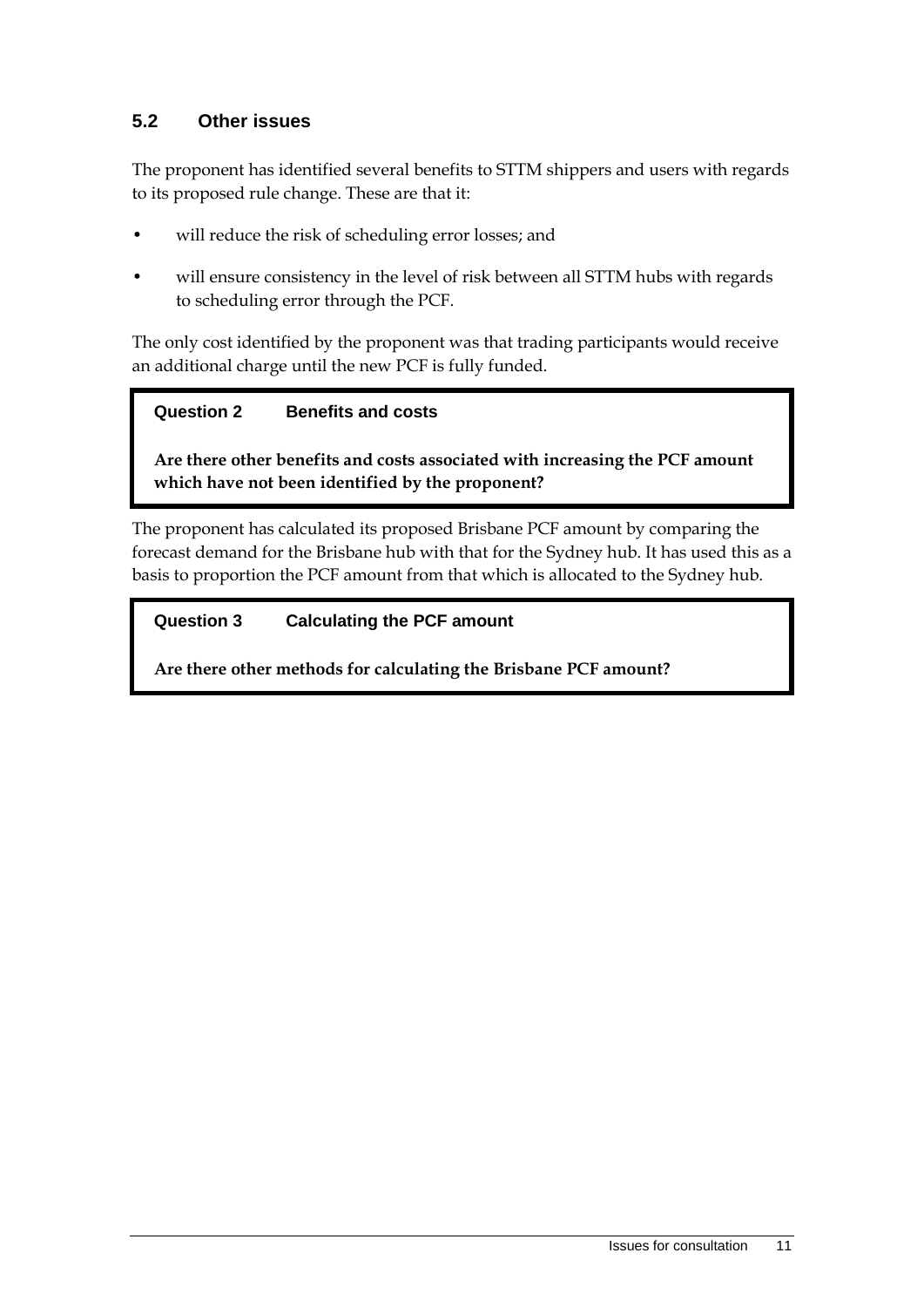## 5.2 Other issues

The proponent has identified several benefits to STTM shippers and users with regards to its proposed rule change. These are that it:

- will reduce the risk of scheduling error losses; and
- will ensure consistency in the level of risk between all STTM hubs with regards to scheduling error through the PCF.

The only cost identified by the proponent was that trading participants would receive an additional charge until the new PCF is fully funded.

> **Question 2 Benefits and costs**
>
> **Are there other benefits and costs associated with increasing the PCF amount which have not been identified by the proponent?**

The proponent has calculated its proposed Brisbane PCF amount by comparing the forecast demand for the Brisbane hub with that for the Sydney hub. It has used this as a basis to proportion the PCF amount from that which is allocated to the Sydney hub.

> **Question 3 Calculating the PCF amount**
>
> **Are there other methods for calculating the Brisbane PCF amount?**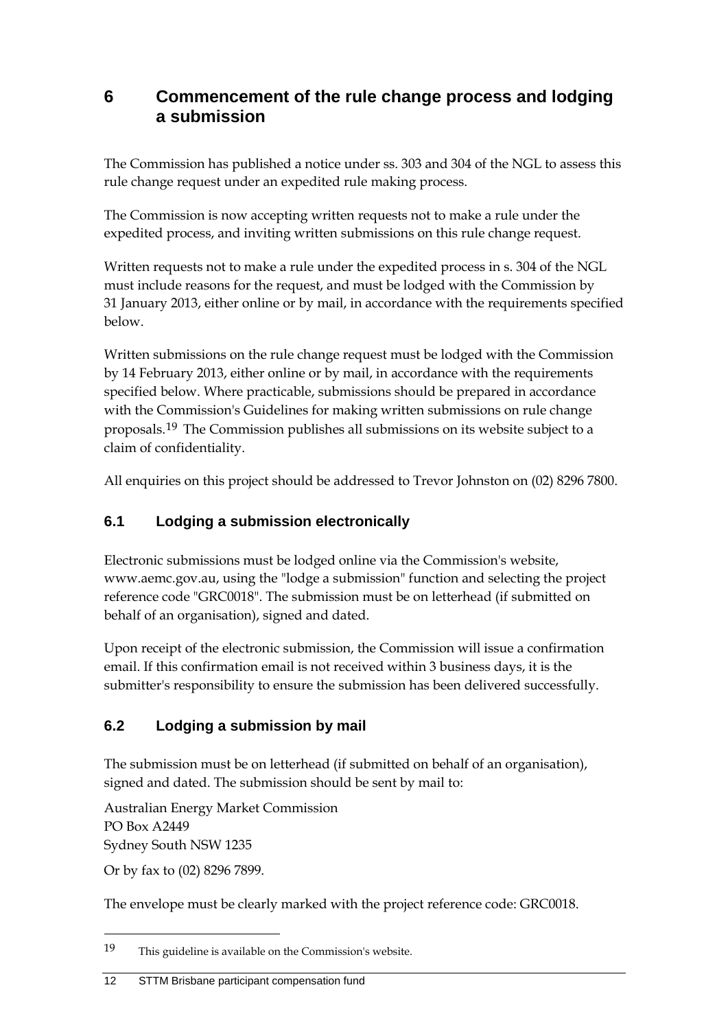# 6 Commencement of the rule change process and lodging a submission

The Commission has published a notice under ss. 303 and 304 of the NGL to assess this rule change request under an expedited rule making process.

The Commission is now accepting written requests not to make a rule under the expedited process, and inviting written submissions on this rule change request.

Written requests not to make a rule under the expedited process in s. 304 of the NGL must include reasons for the request, and must be lodged with the Commission by 31 January 2013, either online or by mail, in accordance with the requirements specified below.

Written submissions on the rule change request must be lodged with the Commission by 14 February 2013, either online or by mail, in accordance with the requirements specified below. Where practicable, submissions should be prepared in accordance with the Commission's Guidelines for making written submissions on rule change proposals.[19] The Commission publishes all submissions on its website subject to a claim of confidentiality.

All enquiries on this project should be addressed to Trevor Johnston on (02) 8296 7800.

## 6.1 Lodging a submission electronically

Electronic submissions must be lodged online via the Commission's website, www.aemc.gov.au, using the "lodge a submission" function and selecting the project reference code "GRC0018". The submission must be on letterhead (if submitted on behalf of an organisation), signed and dated.

Upon receipt of the electronic submission, the Commission will issue a confirmation email. If this confirmation email is not received within 3 business days, it is the submitter's responsibility to ensure the submission has been delivered successfully.

## 6.2 Lodging a submission by mail

The submission must be on letterhead (if submitted on behalf of an organisation), signed and dated. The submission should be sent by mail to:

Australian Energy Market Commission
PO Box A2449
Sydney South NSW 1235

Or by fax to (02) 8296 7899.

The envelope must be clearly marked with the project reference code: GRC0018.

---

[19] This guideline is available on the Commission's website.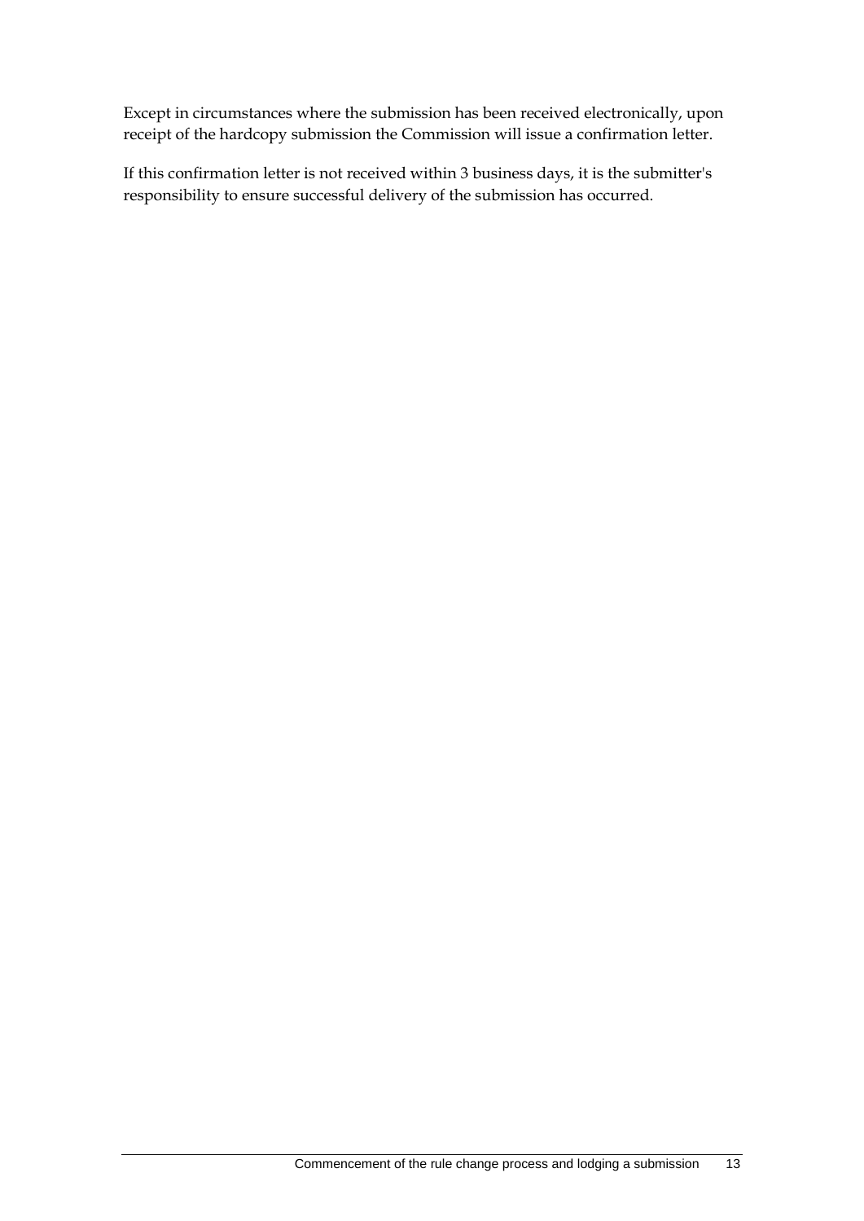Except in circumstances where the submission has been received electronically, upon receipt of the hardcopy submission the Commission will issue a confirmation letter.

If this confirmation letter is not received within 3 business days, it is the submitter's responsibility to ensure successful delivery of the submission has occurred.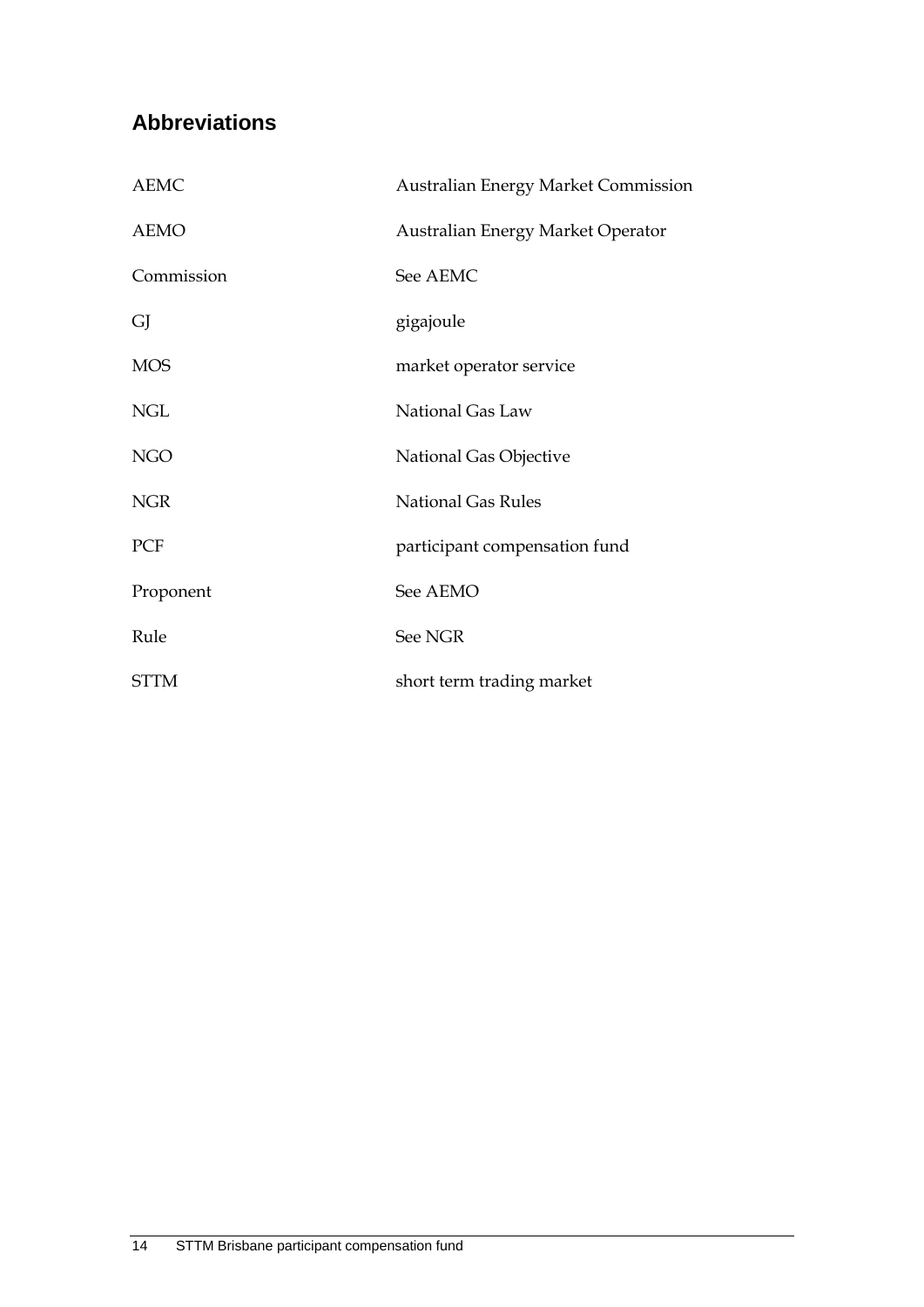## Abbreviations

| | |
|---|---|
| AEMC | Australian Energy Market Commission |
| AEMO | Australian Energy Market Operator |
| Commission | See AEMC |
| GJ | gigajoule |
| MOS | market operator service |
| NGL | National Gas Law |
| NGO | National Gas Objective |
| NGR | National Gas Rules |
| PCF | participant compensation fund |
| Proponent | See AEMO |
| Rule | See NGR |
| STTM | short term trading market |